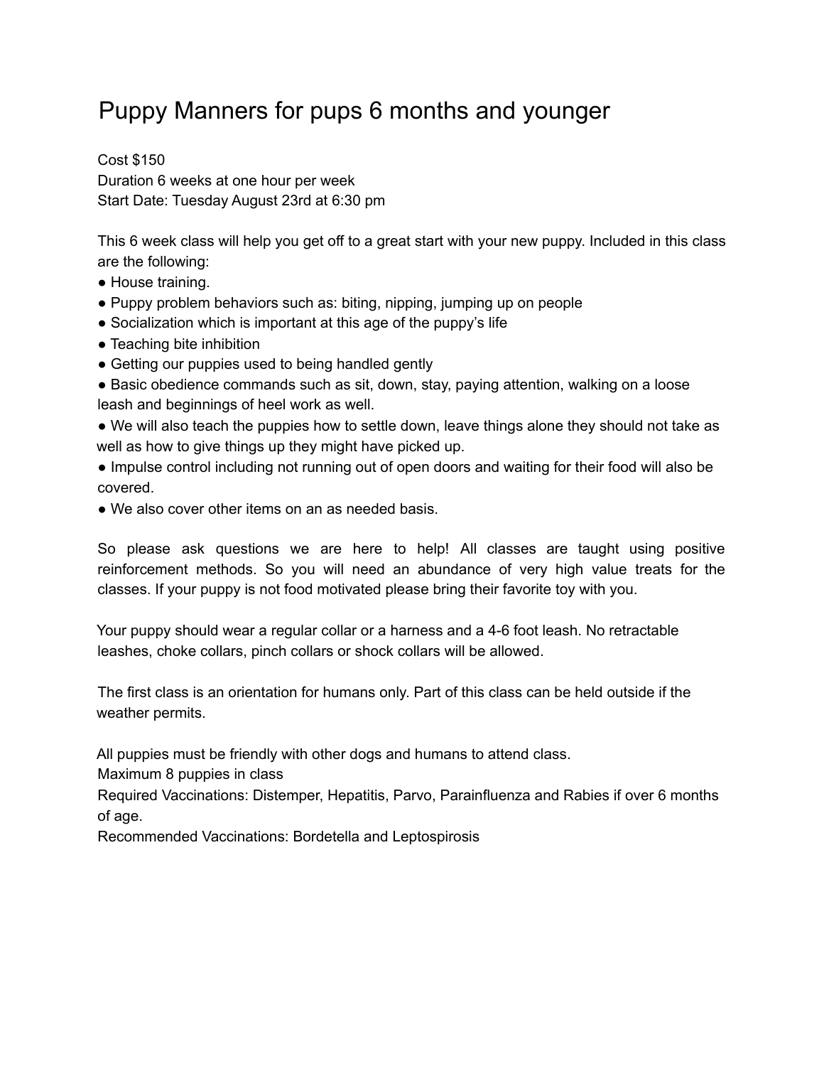# Puppy Manners for pups 6 months and younger

Cost $150
Duration 6 weeks at one hour per week
Start Date: Tuesday August 23rd at 6:30 pm

This 6 week class will help you get off to a great start with your new puppy. Included in this class are the following:

- House training.
- Puppy problem behaviors such as: biting, nipping, jumping up on people
- Socialization which is important at this age of the puppy's life
- Teaching bite inhibition
- Getting our puppies used to being handled gently
- Basic obedience commands such as sit, down, stay, paying attention, walking on a loose leash and beginnings of heel work as well.
- We will also teach the puppies how to settle down, leave things alone they should not take as well as how to give things up they might have picked up.
- Impulse control including not running out of open doors and waiting for their food will also be covered.
- We also cover other items on an as needed basis.

So please ask questions we are here to help! All classes are taught using positive reinforcement methods. So you will need an abundance of very high value treats for the classes. If your puppy is not food motivated please bring their favorite toy with you.

Your puppy should wear a regular collar or a harness and a 4-6 foot leash. No retractable leashes, choke collars, pinch collars or shock collars will be allowed.

The first class is an orientation for humans only. Part of this class can be held outside if the weather permits.

All puppies must be friendly with other dogs and humans to attend class.
Maximum 8 puppies in class
Required Vaccinations: Distemper, Hepatitis, Parvo, Parainfluenza and Rabies if over 6 months of age.
Recommended Vaccinations: Bordetella and Leptospirosis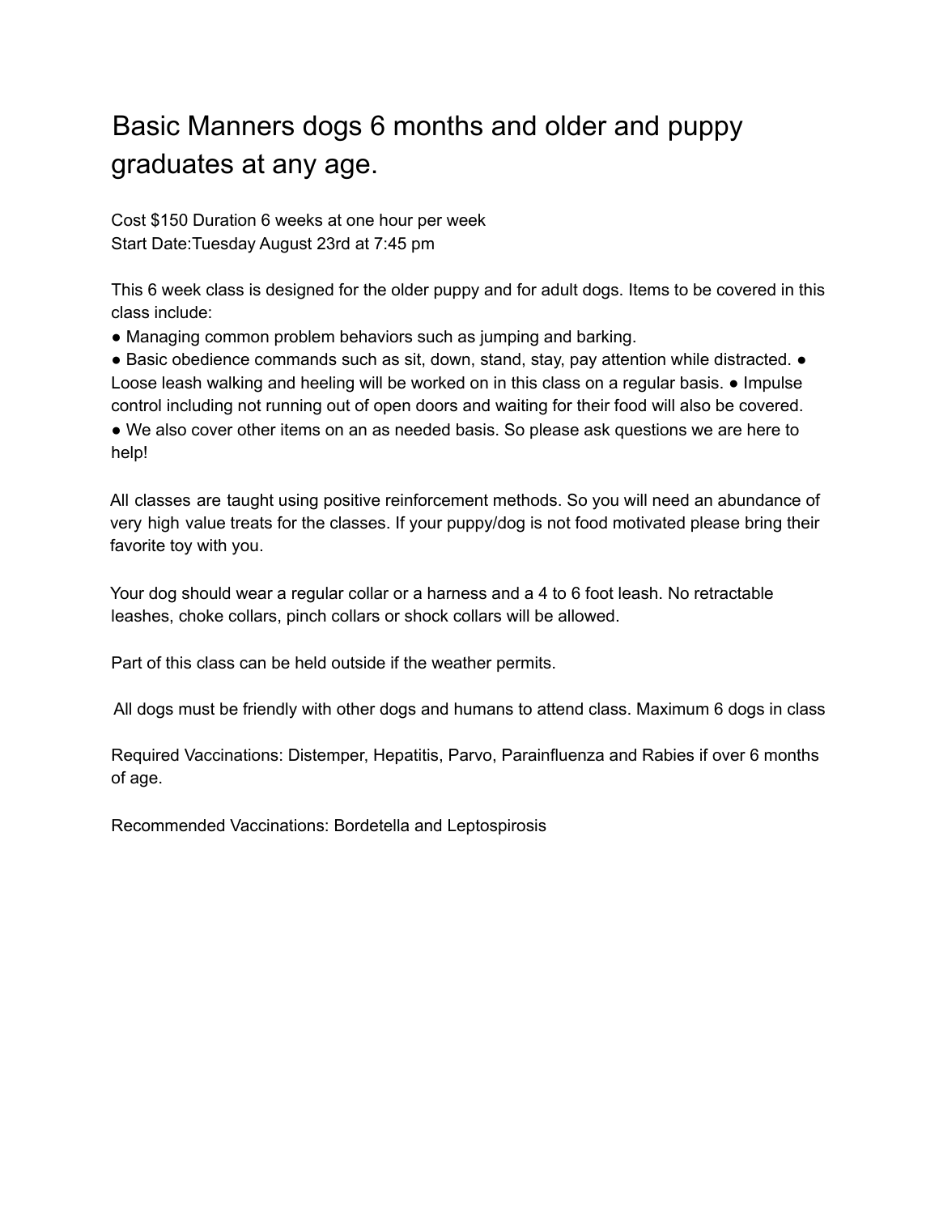# Basic Manners dogs 6 months and older and puppy graduates at any age.

Cost $150 Duration 6 weeks at one hour per week
Start Date:Tuesday August 23rd at 7:45 pm

This 6 week class is designed for the older puppy and for adult dogs. Items to be covered in this class include:

- Managing common problem behaviors such as jumping and barking.
- Basic obedience commands such as sit, down, stand, stay, pay attention while distracted.
- Loose leash walking and heeling will be worked on in this class on a regular basis.
- Impulse control including not running out of open doors and waiting for their food will also be covered.
- We also cover other items on an as needed basis. So please ask questions we are here to help!

All classes are taught using positive reinforcement methods. So you will need an abundance of very high value treats for the classes. If your puppy/dog is not food motivated please bring their favorite toy with you.

Your dog should wear a regular collar or a harness and a 4 to 6 foot leash. No retractable leashes, choke collars, pinch collars or shock collars will be allowed.

Part of this class can be held outside if the weather permits.

All dogs must be friendly with other dogs and humans to attend class. Maximum 6 dogs in class

Required Vaccinations: Distemper, Hepatitis, Parvo, Parainfluenza and Rabies if over 6 months of age.

Recommended Vaccinations: Bordetella and Leptospirosis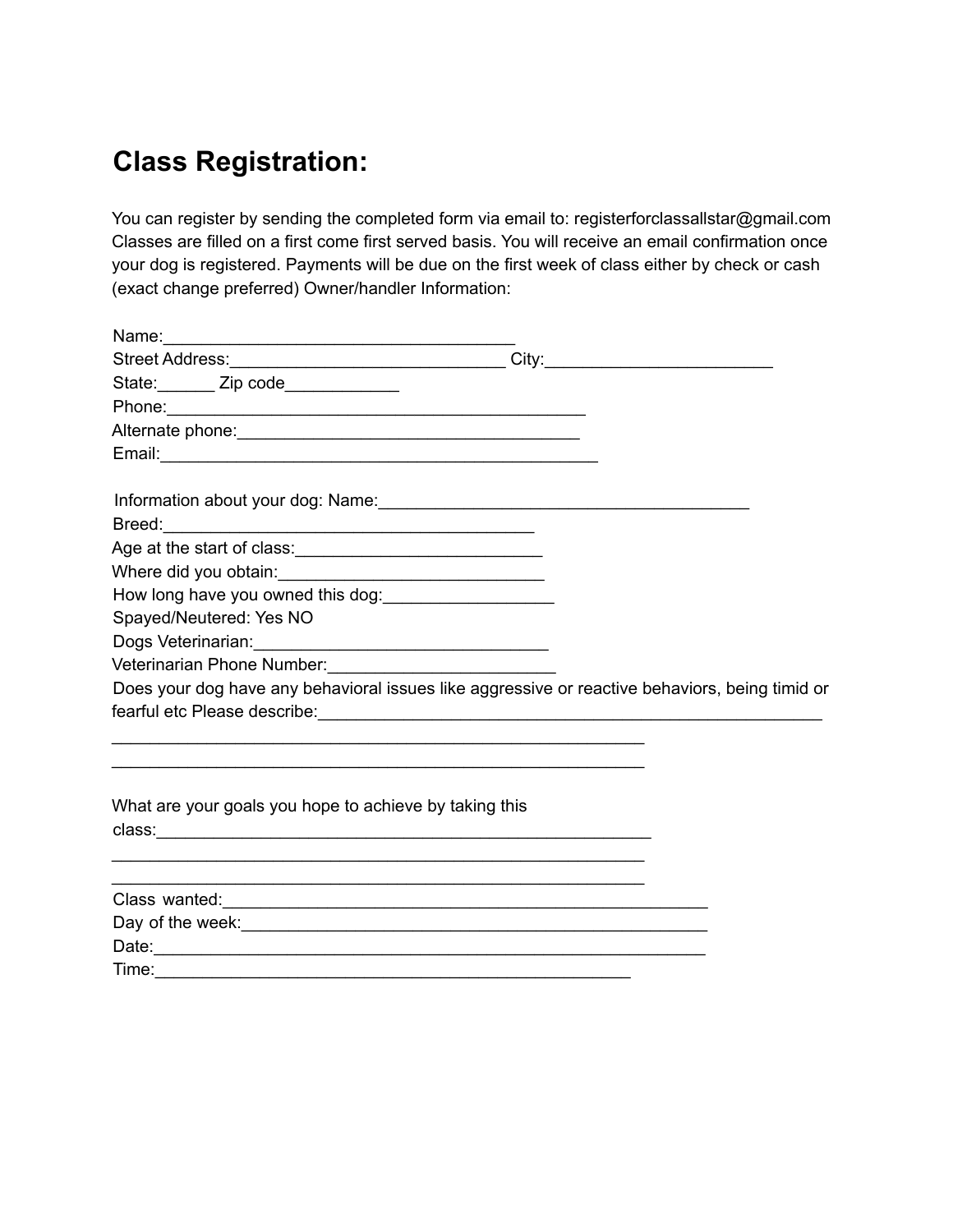# Class Registration:

You can register by sending the completed form via email to: registerforclassallstar@gmail.com Classes are filled on a first come first served basis. You will receive an email confirmation once your dog is registered. Payments will be due on the first week of class either by check or cash (exact change preferred) Owner/handler Information:

Name:_____________________________________
Street Address:_____________________________ City:________________________
State:______ Zip code____________
Phone:____________________________________________
Alternate phone:____________________________________
Email:______________________________________________

Information about your dog: Name:_______________________________________
Breed:_______________________________________
Age at the start of class:___________________________
Where did you obtain:____________________________
How long have you owned this dog:_________________
Spayed/Neutered: Yes NO
Dogs Veterinarian:_______________________________
Veterinarian Phone Number:________________________
Does your dog have any behavioral issues like aggressive or reactive behaviors, being timid or fearful etc Please describe:_____________________________________________________
_________________________________________________________
_________________________________________________________

What are your goals you hope to achieve by taking this class:_____________________________________________________
_________________________________________________________
_________________________________________________________
Class wanted:____________________________________________________
Day of the week:_________________________________________________
Date:___________________________________________________________
Time:___________________________________________________